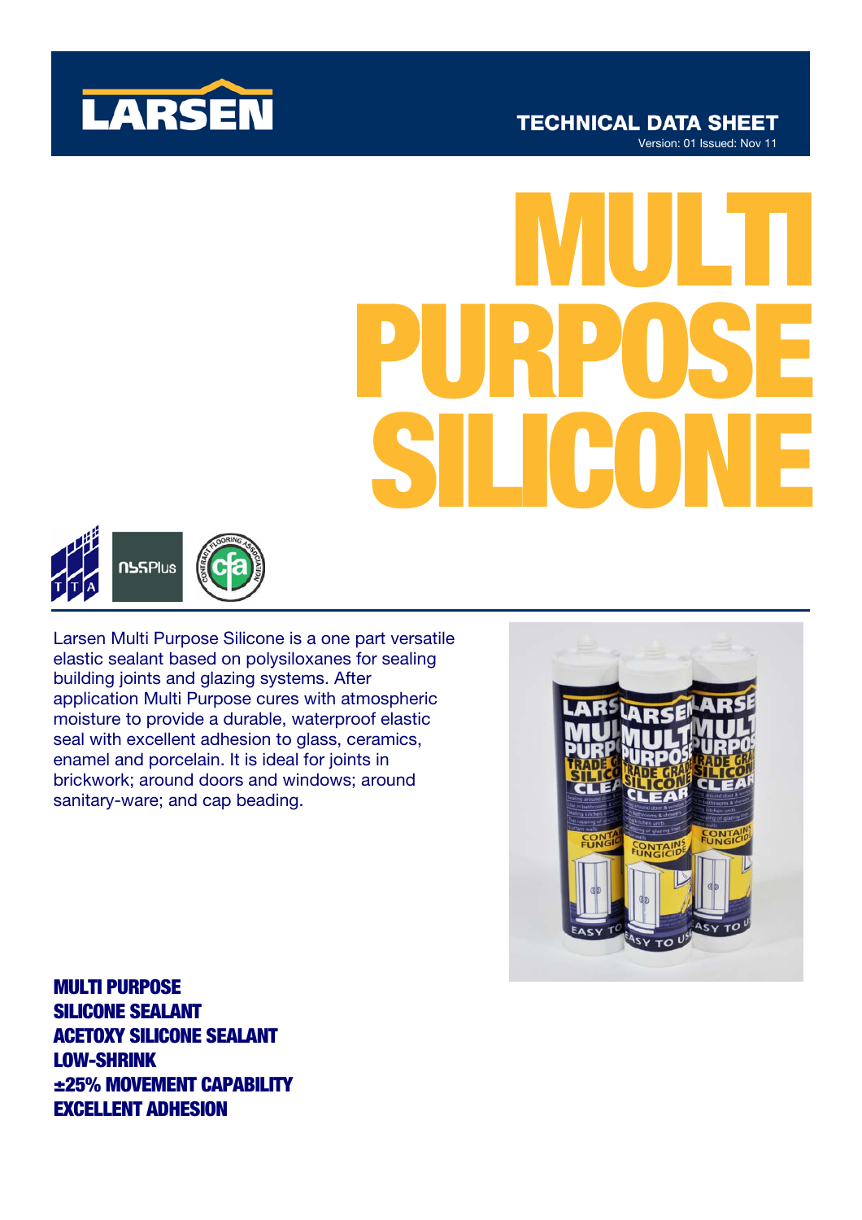LARSEN

**TECHNICAL DATA SHEET**
Version: 01 Issued: Nov 11

# MULTI PURPOSE SILICONE

Larsen Multi Purpose Silicone is a one part versatile elastic sealant based on polysiloxanes for sealing building joints and glazing systems. After application Multi Purpose cures with atmospheric moisture to provide a durable, waterproof elastic seal with excellent adhesion to glass, ceramics, enamel and porcelain. It is ideal for joints in brickwork; around doors and windows; around sanitary-ware; and cap beading.

**MULTI PURPOSE**
**SILICONE SEALANT**
**ACETOXY SILICONE SEALANT**
**LOW-SHRINK**
**±25% MOVEMENT CAPABILITY**
**EXCELLENT ADHESION**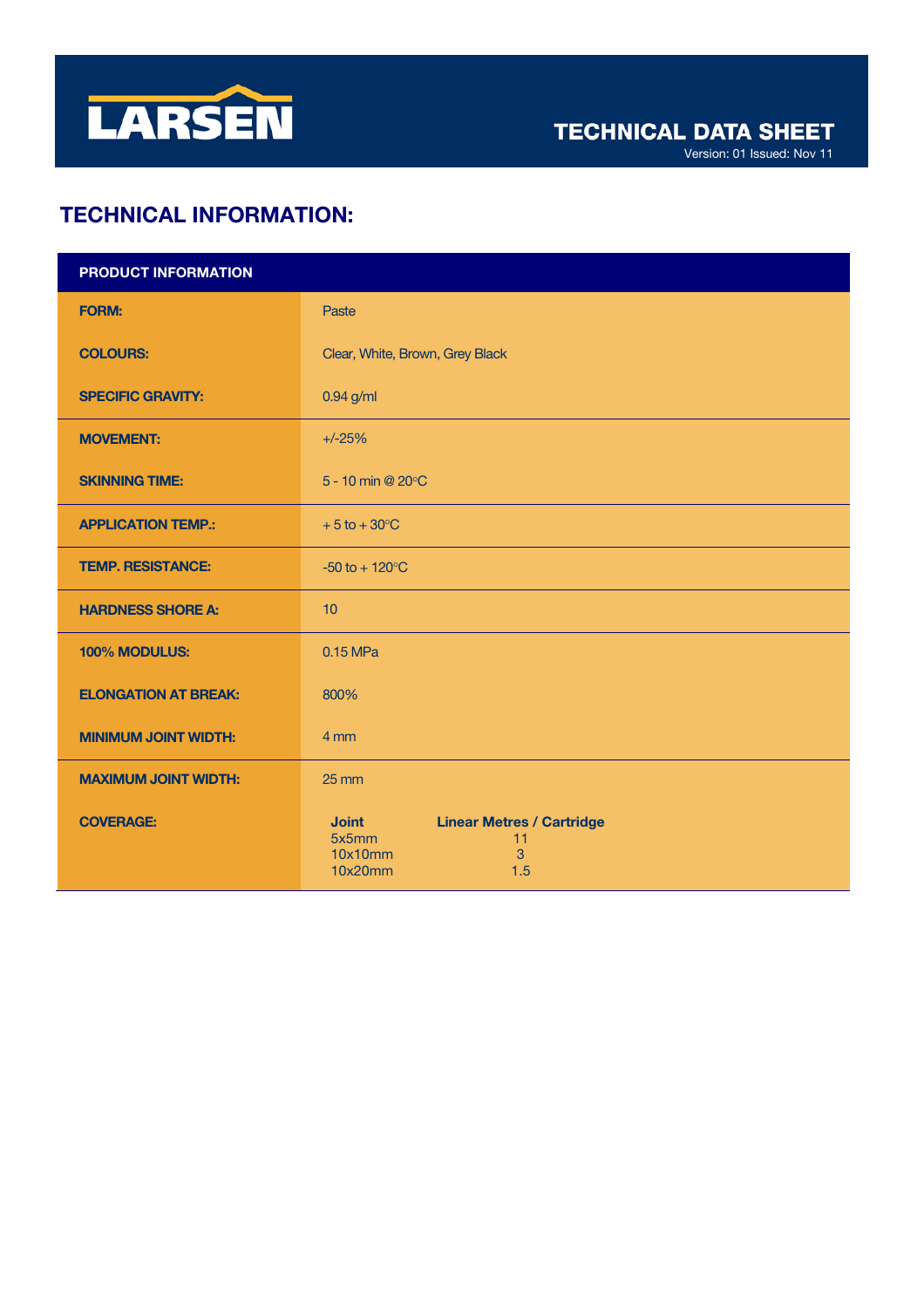LARSEN

TECHNICAL DATA SHEET

Version: 01 Issued: Nov 11

## TECHNICAL INFORMATION:

| PRODUCT INFORMATION | |
|---|---|
| **FORM:** | Paste |
| **COLOURS:** | Clear, White, Brown, Grey Black |
| **SPECIFIC GRAVITY:** | 0.94 g/ml |
| **MOVEMENT:** | +/-25% |
| **SKINNING TIME:** | 5 - 10 min @ 20°C |
| **APPLICATION TEMP.:** | + 5 to + 30°C |
| **TEMP. RESISTANCE:** | -50 to + 120°C |
| **HARDNESS SHORE A:** | 10 |
| **100% MODULUS:** | 0.15 MPa |
| **ELONGATION AT BREAK:** | 800% |
| **MINIMUM JOINT WIDTH:** | 4 mm |
| **MAXIMUM JOINT WIDTH:** | 25 mm |
| **COVERAGE:** | **Joint** / **Linear Metres / Cartridge**<br>5x5mm — 11<br>10x10mm — 3<br>10x20mm — 1.5 |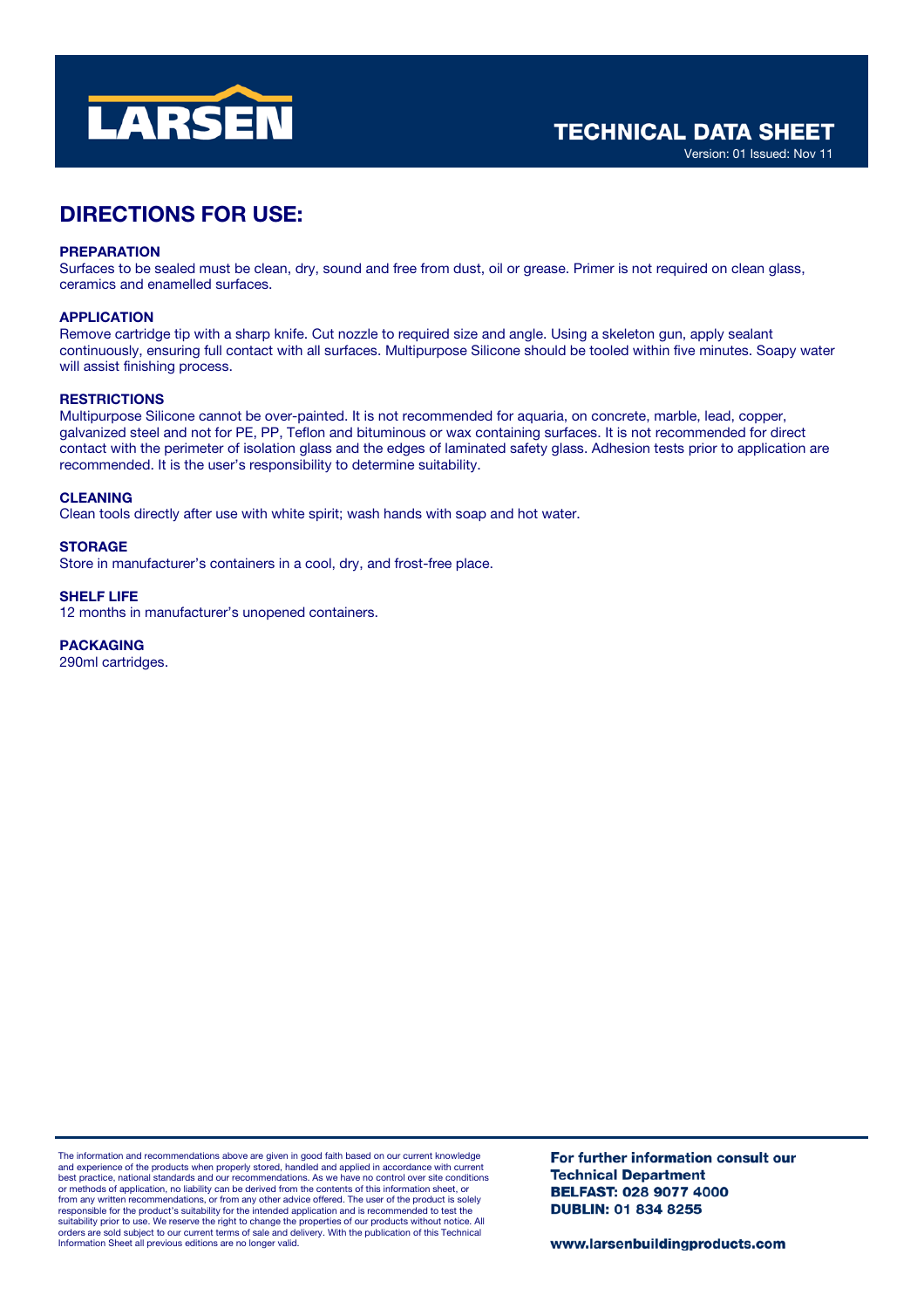# DIRECTIONS FOR USE:

### PREPARATION

Surfaces to be sealed must be clean, dry, sound and free from dust, oil or grease. Primer is not required on clean glass, ceramics and enamelled surfaces.

### APPLICATION

Remove cartridge tip with a sharp knife. Cut nozzle to required size and angle. Using a skeleton gun, apply sealant continuously, ensuring full contact with all surfaces. Multipurpose Silicone should be tooled within five minutes. Soapy water will assist finishing process.

### RESTRICTIONS

Multipurpose Silicone cannot be over-painted. It is not recommended for aquaria, on concrete, marble, lead, copper, galvanized steel and not for PE, PP, Teflon and bituminous or wax containing surfaces. It is not recommended for direct contact with the perimeter of isolation glass and the edges of laminated safety glass. Adhesion tests prior to application are recommended. It is the user's responsibility to determine suitability.

### CLEANING

Clean tools directly after use with white spirit; wash hands with soap and hot water.

### STORAGE

Store in manufacturer's containers in a cool, dry, and frost-free place.

### SHELF LIFE

12 months in manufacturer's unopened containers.

### PACKAGING

290ml cartridges.

---

The information and recommendations above are given in good faith based on our current knowledge and experience of the products when properly stored, handled and applied in accordance with current best practice, national standards and our recommendations. As we have no control over site conditions or methods of application, no liability can be derived from the contents of this information sheet, or from any written recommendations, or from any other advice offered. The user of the product is solely responsible for the product's suitability for the intended application and is recommended to test the suitability prior to use. We reserve the right to change the properties of our products without notice. All orders are sold subject to our current terms of sale and delivery. With the publication of this Technical Information Sheet all previous editions are no longer valid.

**For further information consult our Technical Department**
**BELFAST: 028 9077 4000**
**DUBLIN: 01 834 8255**

**www.larsenbuildingproducts.com**